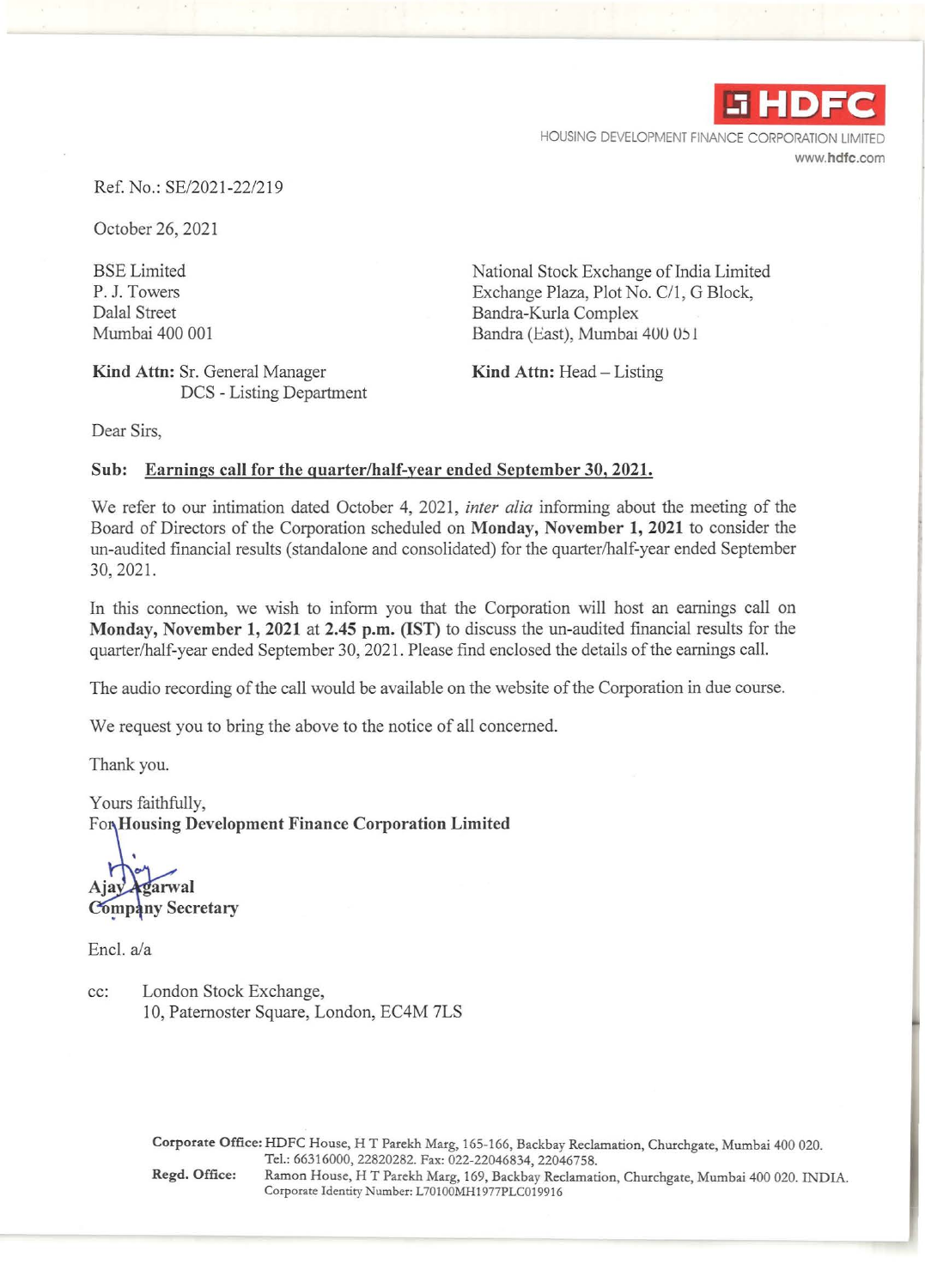HDFC

HOUSING DEVELOPMENT FINANCE CORPORATION LIMITED

www.hdfc.com

Ref. No.: SE/2021-22/219

October 26, 2021

BSE Limited
P. J. Towers
Dalal Street
Mumbai 400 001

**Kind Attn:** Sr. General Manager
DCS - Listing Department

National Stock Exchange of India Limited
Exchange Plaza, Plot No. C/1, G Block,
Bandra-Kurla Complex
Bandra (East), Mumbai 400 051

**Kind Attn:** Head – Listing

Dear Sirs,

**Sub: Earnings call for the quarter/half-year ended September 30, 2021.**

We refer to our intimation dated October 4, 2021, *inter alia* informing about the meeting of the Board of Directors of the Corporation scheduled on **Monday, November 1, 2021** to consider the un-audited financial results (standalone and consolidated) for the quarter/half-year ended September 30, 2021.

In this connection, we wish to inform you that the Corporation will host an earnings call on **Monday, November 1, 2021** at **2.45 p.m. (IST)** to discuss the un-audited financial results for the quarter/half-year ended September 30, 2021. Please find enclosed the details of the earnings call.

The audio recording of the call would be available on the website of the Corporation in due course.

We request you to bring the above to the notice of all concerned.

Thank you.

Yours faithfully,
For **Housing Development Finance Corporation Limited**

**Ajay Agarwal**
**Company Secretary**

Encl. a/a

cc: London Stock Exchange,
10, Paternoster Square, London, EC4M 7LS

**Corporate Office:** HDFC House, H T Parekh Marg, 165-166, Backbay Reclamation, Churchgate, Mumbai 400 020.
Tel.: 66316000, 22820282. Fax: 022-22046834, 22046758.

**Regd. Office:** Ramon House, H T Parekh Marg, 169, Backbay Reclamation, Churchgate, Mumbai 400 020. INDIA.
Corporate Identity Number: L70100MH1977PLC019916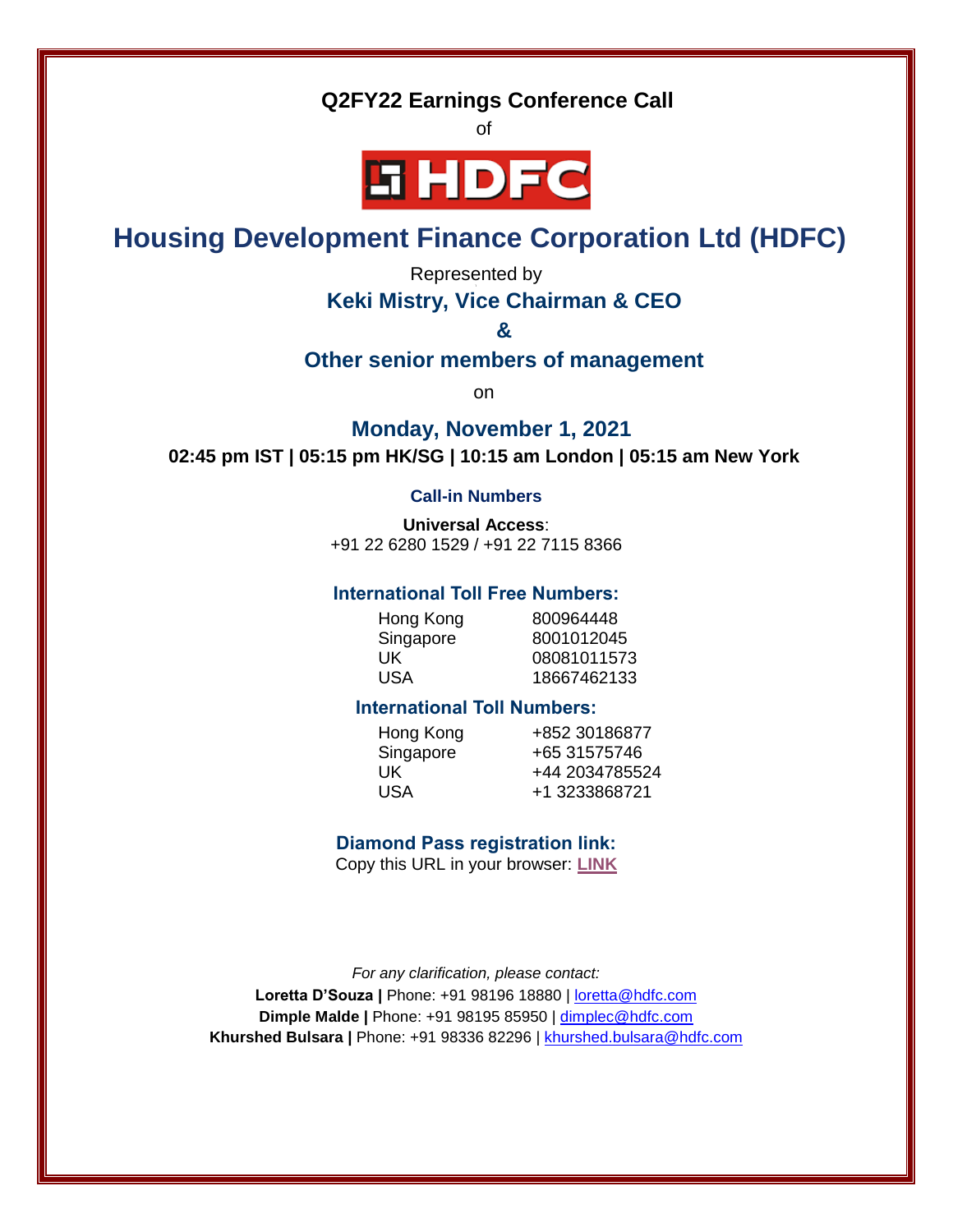## Q2FY22 Earnings Conference Call

of

HDFC

# Housing Development Finance Corporation Ltd (HDFC)

Represented by

**Keki Mistry, Vice Chairman & CEO**

**&**

**Other senior members of management**

on

### Monday, November 1, 2021

**02:45 pm IST | 05:15 pm HK/SG | 10:15 am London | 05:15 am New York**

**Call-in Numbers**

**Universal Access**:
+91 22 6280 1529 / +91 22 7115 8366

**International Toll Free Numbers:**

| | |
|---|---|
| Hong Kong | 800964448 |
| Singapore | 8001012045 |
| UK | 08081011573 |
| USA | 18667462133 |

**International Toll Numbers:**

| | |
|---|---|
| Hong Kong | +852 30186877 |
| Singapore | +65 31575746 |
| UK | +44 2034785524 |
| USA | +1 3233868721 |

**Diamond Pass registration link:**
Copy this URL in your browser: **LINK**

*For any clarification, please contact:*

**Loretta D'Souza |** Phone: +91 98196 18880 | loretta@hdfc.com
**Dimple Malde |** Phone: +91 98195 85950 | dimplec@hdfc.com
**Khurshed Bulsara |** Phone: +91 98336 82296 | khurshed.bulsara@hdfc.com